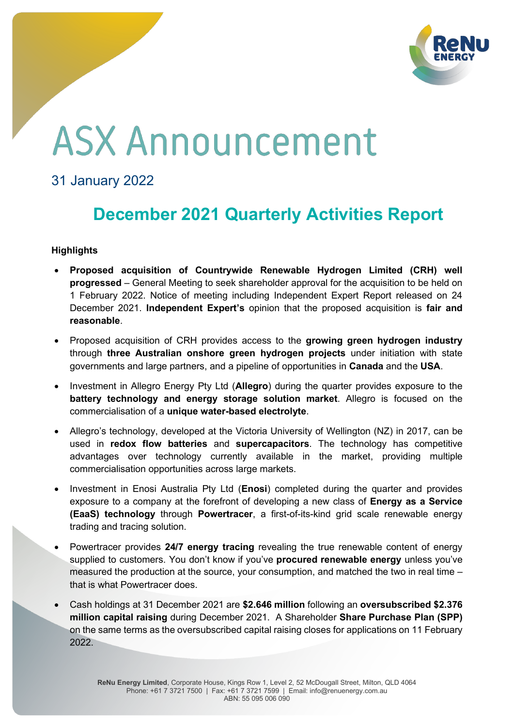# ASX Announcement

31 January 2022

## December 2021 Quarterly Activities Report

**Highlights**

- **Proposed acquisition of Countrywide Renewable Hydrogen Limited (CRH) well progressed** – General Meeting to seek shareholder approval for the acquisition to be held on 1 February 2022. Notice of meeting including Independent Expert Report released on 24 December 2021. **Independent Expert's** opinion that the proposed acquisition is **fair and reasonable**.
- Proposed acquisition of CRH provides access to the **growing green hydrogen industry** through **three Australian onshore green hydrogen projects** under initiation with state governments and large partners, and a pipeline of opportunities in **Canada** and the **USA**.
- Investment in Allegro Energy Pty Ltd (**Allegro**) during the quarter provides exposure to the **battery technology and energy storage solution market**. Allegro is focused on the commercialisation of a **unique water-based electrolyte**.
- Allegro's technology, developed at the Victoria University of Wellington (NZ) in 2017, can be used in **redox flow batteries** and **supercapacitors**. The technology has competitive advantages over technology currently available in the market, providing multiple commercialisation opportunities across large markets.
- Investment in Enosi Australia Pty Ltd (**Enosi**) completed during the quarter and provides exposure to a company at the forefront of developing a new class of **Energy as a Service (EaaS) technology** through **Powertracer**, a first-of-its-kind grid scale renewable energy trading and tracing solution.
- Powertracer provides **24/7 energy tracing** revealing the true renewable content of energy supplied to customers. You don't know if you've **procured renewable energy** unless you've measured the production at the source, your consumption, and matched the two in real time – that is what Powertracer does.
- Cash holdings at 31 December 2021 are **$2.646 million** following an **oversubscribed $2.376 million capital raising** during December 2021. A Shareholder **Share Purchase Plan (SPP)** on the same terms as the oversubscribed capital raising closes for applications on 11 February 2022.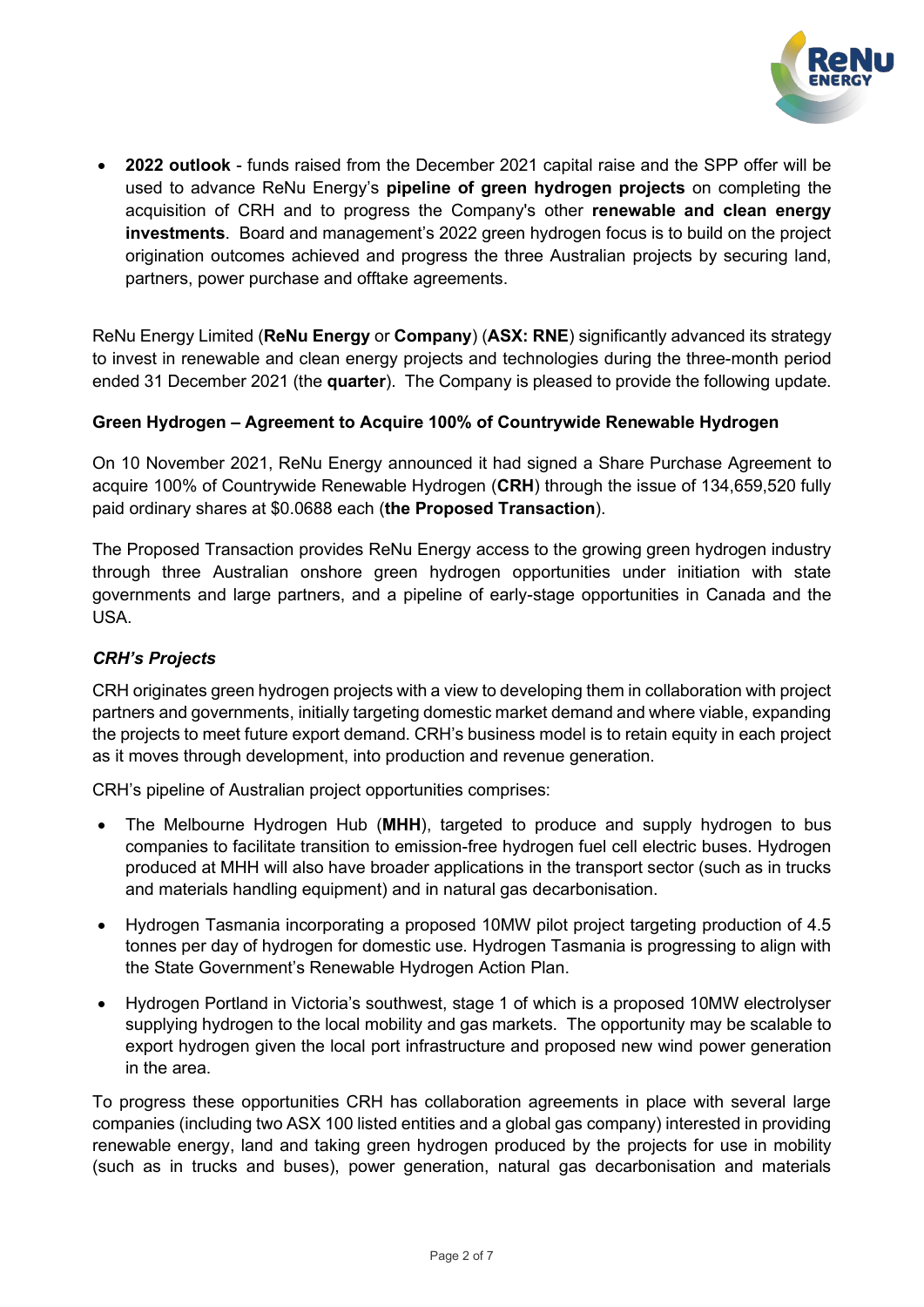- **2022 outlook** - funds raised from the December 2021 capital raise and the SPP offer will be used to advance ReNu Energy's **pipeline of green hydrogen projects** on completing the acquisition of CRH and to progress the Company's other **renewable and clean energy investments**. Board and management's 2022 green hydrogen focus is to build on the project origination outcomes achieved and progress the three Australian projects by securing land, partners, power purchase and offtake agreements.

ReNu Energy Limited (**ReNu Energy** or **Company**) (**ASX: RNE**) significantly advanced its strategy to invest in renewable and clean energy projects and technologies during the three-month period ended 31 December 2021 (the **quarter**). The Company is pleased to provide the following update.

### Green Hydrogen – Agreement to Acquire 100% of Countrywide Renewable Hydrogen

On 10 November 2021, ReNu Energy announced it had signed a Share Purchase Agreement to acquire 100% of Countrywide Renewable Hydrogen (**CRH**) through the issue of 134,659,520 fully paid ordinary shares at $0.0688 each (**the Proposed Transaction**).

The Proposed Transaction provides ReNu Energy access to the growing green hydrogen industry through three Australian onshore green hydrogen opportunities under initiation with state governments and large partners, and a pipeline of early-stage opportunities in Canada and the USA.

#### *CRH's Projects*

CRH originates green hydrogen projects with a view to developing them in collaboration with project partners and governments, initially targeting domestic market demand and where viable, expanding the projects to meet future export demand. CRH's business model is to retain equity in each project as it moves through development, into production and revenue generation.

CRH's pipeline of Australian project opportunities comprises:

- The Melbourne Hydrogen Hub (**MHH**), targeted to produce and supply hydrogen to bus companies to facilitate transition to emission-free hydrogen fuel cell electric buses. Hydrogen produced at MHH will also have broader applications in the transport sector (such as in trucks and materials handling equipment) and in natural gas decarbonisation.
- Hydrogen Tasmania incorporating a proposed 10MW pilot project targeting production of 4.5 tonnes per day of hydrogen for domestic use. Hydrogen Tasmania is progressing to align with the State Government's Renewable Hydrogen Action Plan.
- Hydrogen Portland in Victoria's southwest, stage 1 of which is a proposed 10MW electrolyser supplying hydrogen to the local mobility and gas markets. The opportunity may be scalable to export hydrogen given the local port infrastructure and proposed new wind power generation in the area.

To progress these opportunities CRH has collaboration agreements in place with several large companies (including two ASX 100 listed entities and a global gas company) interested in providing renewable energy, land and taking green hydrogen produced by the projects for use in mobility (such as in trucks and buses), power generation, natural gas decarbonisation and materials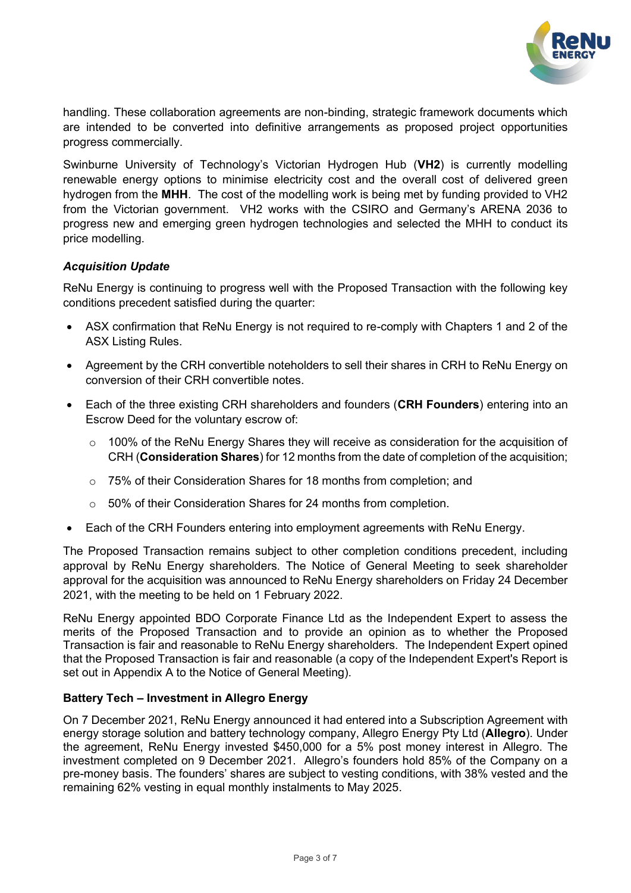handling. These collaboration agreements are non-binding, strategic framework documents which are intended to be converted into definitive arrangements as proposed project opportunities progress commercially.

Swinburne University of Technology's Victorian Hydrogen Hub (**VH2**) is currently modelling renewable energy options to minimise electricity cost and the overall cost of delivered green hydrogen from the **MHH**. The cost of the modelling work is being met by funding provided to VH2 from the Victorian government. VH2 works with the CSIRO and Germany's ARENA 2036 to progress new and emerging green hydrogen technologies and selected the MHH to conduct its price modelling.

***Acquisition Update***

ReNu Energy is continuing to progress well with the Proposed Transaction with the following key conditions precedent satisfied during the quarter:

- ASX confirmation that ReNu Energy is not required to re-comply with Chapters 1 and 2 of the ASX Listing Rules.
- Agreement by the CRH convertible noteholders to sell their shares in CRH to ReNu Energy on conversion of their CRH convertible notes.
- Each of the three existing CRH shareholders and founders (**CRH Founders**) entering into an Escrow Deed for the voluntary escrow of:
    - 100% of the ReNu Energy Shares they will receive as consideration for the acquisition of CRH (**Consideration Shares**) for 12 months from the date of completion of the acquisition;
    - 75% of their Consideration Shares for 18 months from completion; and
    - 50% of their Consideration Shares for 24 months from completion.
- Each of the CRH Founders entering into employment agreements with ReNu Energy.

The Proposed Transaction remains subject to other completion conditions precedent, including approval by ReNu Energy shareholders. The Notice of General Meeting to seek shareholder approval for the acquisition was announced to ReNu Energy shareholders on Friday 24 December 2021, with the meeting to be held on 1 February 2022.

ReNu Energy appointed BDO Corporate Finance Ltd as the Independent Expert to assess the merits of the Proposed Transaction and to provide an opinion as to whether the Proposed Transaction is fair and reasonable to ReNu Energy shareholders. The Independent Expert opined that the Proposed Transaction is fair and reasonable (a copy of the Independent Expert's Report is set out in Appendix A to the Notice of General Meeting).

**Battery Tech – Investment in Allegro Energy**

On 7 December 2021, ReNu Energy announced it had entered into a Subscription Agreement with energy storage solution and battery technology company, Allegro Energy Pty Ltd (**Allegro**). Under the agreement, ReNu Energy invested $450,000 for a 5% post money interest in Allegro. The investment completed on 9 December 2021. Allegro's founders hold 85% of the Company on a pre-money basis. The founders' shares are subject to vesting conditions, with 38% vested and the remaining 62% vesting in equal monthly instalments to May 2025.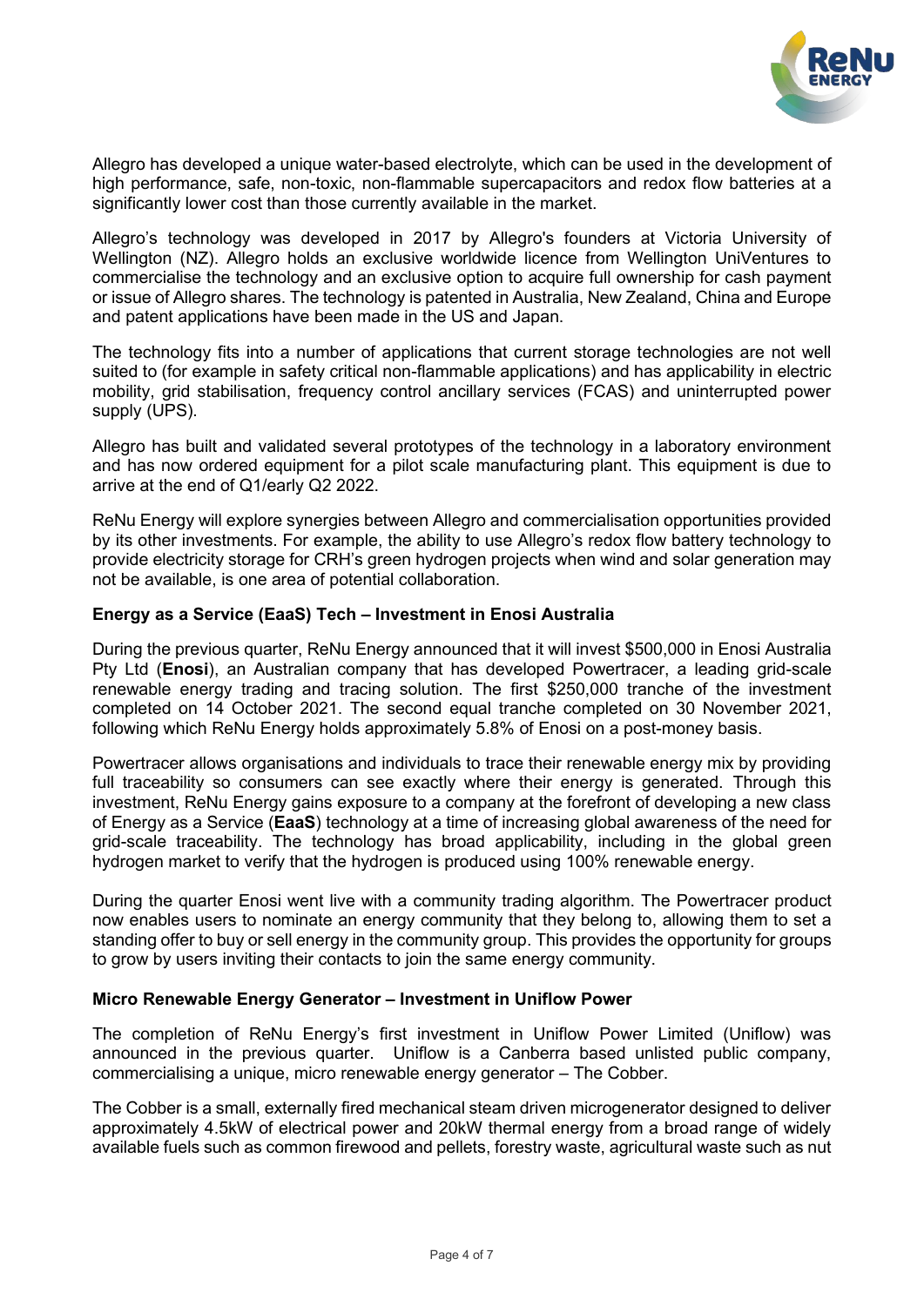Allegro has developed a unique water-based electrolyte, which can be used in the development of high performance, safe, non-toxic, non-flammable supercapacitors and redox flow batteries at a significantly lower cost than those currently available in the market.

Allegro's technology was developed in 2017 by Allegro's founders at Victoria University of Wellington (NZ). Allegro holds an exclusive worldwide licence from Wellington UniVentures to commercialise the technology and an exclusive option to acquire full ownership for cash payment or issue of Allegro shares. The technology is patented in Australia, New Zealand, China and Europe and patent applications have been made in the US and Japan.

The technology fits into a number of applications that current storage technologies are not well suited to (for example in safety critical non-flammable applications) and has applicability in electric mobility, grid stabilisation, frequency control ancillary services (FCAS) and uninterrupted power supply (UPS).

Allegro has built and validated several prototypes of the technology in a laboratory environment and has now ordered equipment for a pilot scale manufacturing plant. This equipment is due to arrive at the end of Q1/early Q2 2022.

ReNu Energy will explore synergies between Allegro and commercialisation opportunities provided by its other investments. For example, the ability to use Allegro's redox flow battery technology to provide electricity storage for CRH's green hydrogen projects when wind and solar generation may not be available, is one area of potential collaboration.

**Energy as a Service (EaaS) Tech – Investment in Enosi Australia**

During the previous quarter, ReNu Energy announced that it will invest $500,000 in Enosi Australia Pty Ltd (**Enosi**), an Australian company that has developed Powertracer, a leading grid-scale renewable energy trading and tracing solution. The first $250,000 tranche of the investment completed on 14 October 2021. The second equal tranche completed on 30 November 2021, following which ReNu Energy holds approximately 5.8% of Enosi on a post-money basis.

Powertracer allows organisations and individuals to trace their renewable energy mix by providing full traceability so consumers can see exactly where their energy is generated. Through this investment, ReNu Energy gains exposure to a company at the forefront of developing a new class of Energy as a Service (**EaaS**) technology at a time of increasing global awareness of the need for grid-scale traceability. The technology has broad applicability, including in the global green hydrogen market to verify that the hydrogen is produced using 100% renewable energy.

During the quarter Enosi went live with a community trading algorithm. The Powertracer product now enables users to nominate an energy community that they belong to, allowing them to set a standing offer to buy or sell energy in the community group. This provides the opportunity for groups to grow by users inviting their contacts to join the same energy community.

**Micro Renewable Energy Generator – Investment in Uniflow Power**

The completion of ReNu Energy's first investment in Uniflow Power Limited (Uniflow) was announced in the previous quarter. Uniflow is a Canberra based unlisted public company, commercialising a unique, micro renewable energy generator – The Cobber.

The Cobber is a small, externally fired mechanical steam driven microgenerator designed to deliver approximately 4.5kW of electrical power and 20kW thermal energy from a broad range of widely available fuels such as common firewood and pellets, forestry waste, agricultural waste such as nut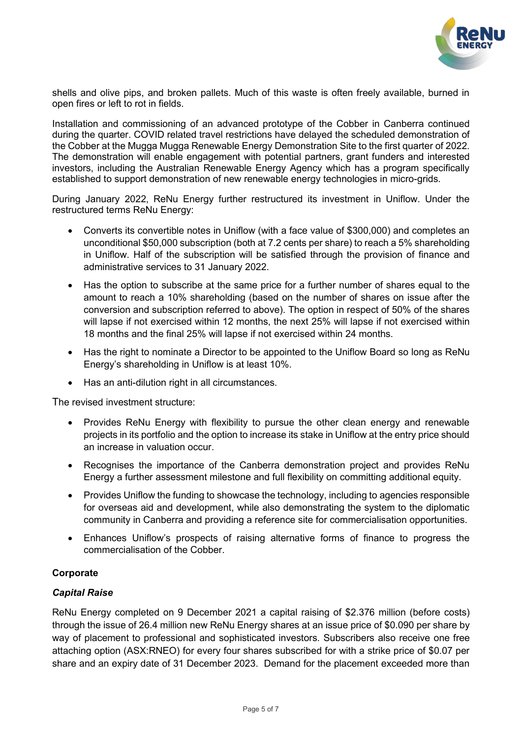shells and olive pips, and broken pallets. Much of this waste is often freely available, burned in open fires or left to rot in fields.

Installation and commissioning of an advanced prototype of the Cobber in Canberra continued during the quarter. COVID related travel restrictions have delayed the scheduled demonstration of the Cobber at the Mugga Mugga Renewable Energy Demonstration Site to the first quarter of 2022. The demonstration will enable engagement with potential partners, grant funders and interested investors, including the Australian Renewable Energy Agency which has a program specifically established to support demonstration of new renewable energy technologies in micro-grids.

During January 2022, ReNu Energy further restructured its investment in Uniflow. Under the restructured terms ReNu Energy:

- Converts its convertible notes in Uniflow (with a face value of $300,000) and completes an unconditional $50,000 subscription (both at 7.2 cents per share) to reach a 5% shareholding in Uniflow. Half of the subscription will be satisfied through the provision of finance and administrative services to 31 January 2022.
- Has the option to subscribe at the same price for a further number of shares equal to the amount to reach a 10% shareholding (based on the number of shares on issue after the conversion and subscription referred to above). The option in respect of 50% of the shares will lapse if not exercised within 12 months, the next 25% will lapse if not exercised within 18 months and the final 25% will lapse if not exercised within 24 months.
- Has the right to nominate a Director to be appointed to the Uniflow Board so long as ReNu Energy's shareholding in Uniflow is at least 10%.
- Has an anti-dilution right in all circumstances.

The revised investment structure:

- Provides ReNu Energy with flexibility to pursue the other clean energy and renewable projects in its portfolio and the option to increase its stake in Uniflow at the entry price should an increase in valuation occur.
- Recognises the importance of the Canberra demonstration project and provides ReNu Energy a further assessment milestone and full flexibility on committing additional equity.
- Provides Uniflow the funding to showcase the technology, including to agencies responsible for overseas aid and development, while also demonstrating the system to the diplomatic community in Canberra and providing a reference site for commercialisation opportunities.
- Enhances Uniflow's prospects of raising alternative forms of finance to progress the commercialisation of the Cobber.

## Corporate

### *Capital Raise*

ReNu Energy completed on 9 December 2021 a capital raising of $2.376 million (before costs) through the issue of 26.4 million new ReNu Energy shares at an issue price of $0.090 per share by way of placement to professional and sophisticated investors. Subscribers also receive one free attaching option (ASX:RNEO) for every four shares subscribed for with a strike price of $0.07 per share and an expiry date of 31 December 2023. Demand for the placement exceeded more than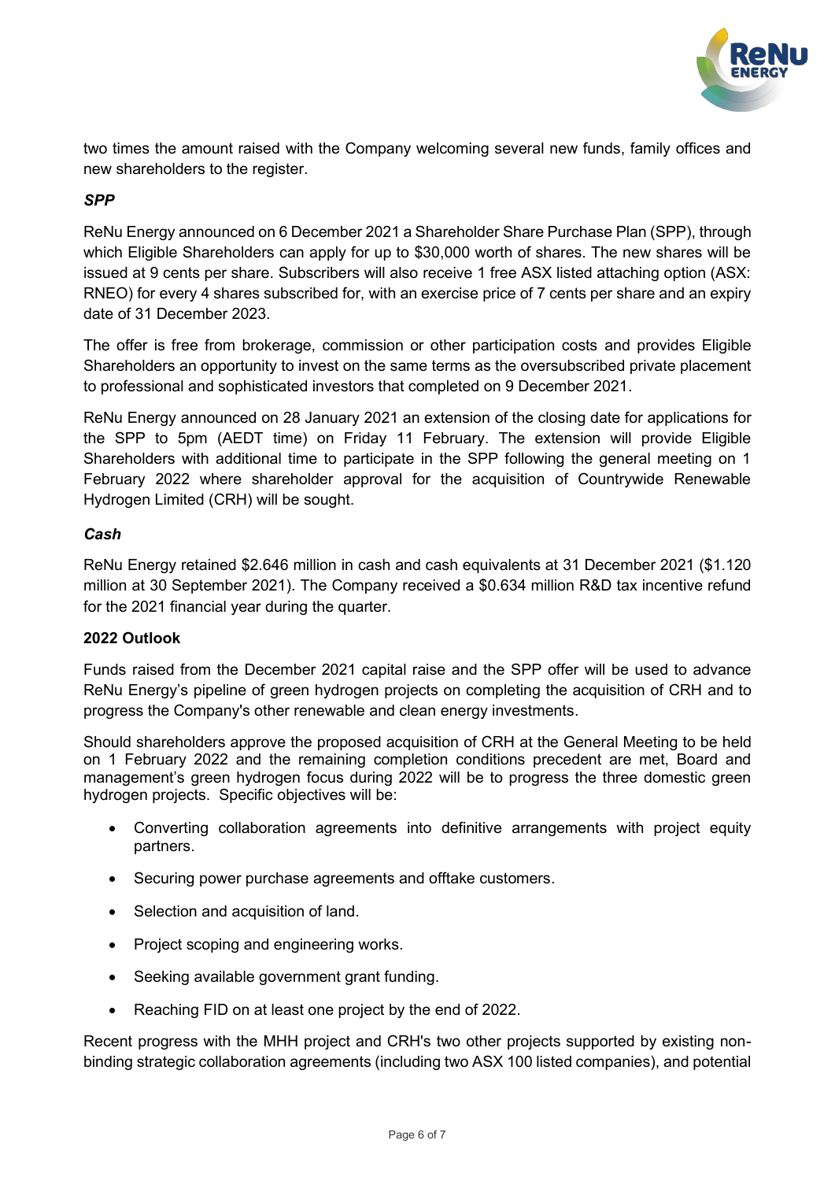two times the amount raised with the Company welcoming several new funds, family offices and new shareholders to the register.

***SPP***

ReNu Energy announced on 6 December 2021 a Shareholder Share Purchase Plan (SPP), through which Eligible Shareholders can apply for up to $30,000 worth of shares. The new shares will be issued at 9 cents per share. Subscribers will also receive 1 free ASX listed attaching option (ASX: RNEO) for every 4 shares subscribed for, with an exercise price of 7 cents per share and an expiry date of 31 December 2023.

The offer is free from brokerage, commission or other participation costs and provides Eligible Shareholders an opportunity to invest on the same terms as the oversubscribed private placement to professional and sophisticated investors that completed on 9 December 2021.

ReNu Energy announced on 28 January 2021 an extension of the closing date for applications for the SPP to 5pm (AEDT time) on Friday 11 February. The extension will provide Eligible Shareholders with additional time to participate in the SPP following the general meeting on 1 February 2022 where shareholder approval for the acquisition of Countrywide Renewable Hydrogen Limited (CRH) will be sought.

***Cash***

ReNu Energy retained $2.646 million in cash and cash equivalents at 31 December 2021 ($1.120 million at 30 September 2021). The Company received a $0.634 million R&D tax incentive refund for the 2021 financial year during the quarter.

**2022 Outlook**

Funds raised from the December 2021 capital raise and the SPP offer will be used to advance ReNu Energy's pipeline of green hydrogen projects on completing the acquisition of CRH and to progress the Company's other renewable and clean energy investments.

Should shareholders approve the proposed acquisition of CRH at the General Meeting to be held on 1 February 2022 and the remaining completion conditions precedent are met, Board and management's green hydrogen focus during 2022 will be to progress the three domestic green hydrogen projects. Specific objectives will be:

- Converting collaboration agreements into definitive arrangements with project equity partners.
- Securing power purchase agreements and offtake customers.
- Selection and acquisition of land.
- Project scoping and engineering works.
- Seeking available government grant funding.
- Reaching FID on at least one project by the end of 2022.

Recent progress with the MHH project and CRH's two other projects supported by existing non-binding strategic collaboration agreements (including two ASX 100 listed companies), and potential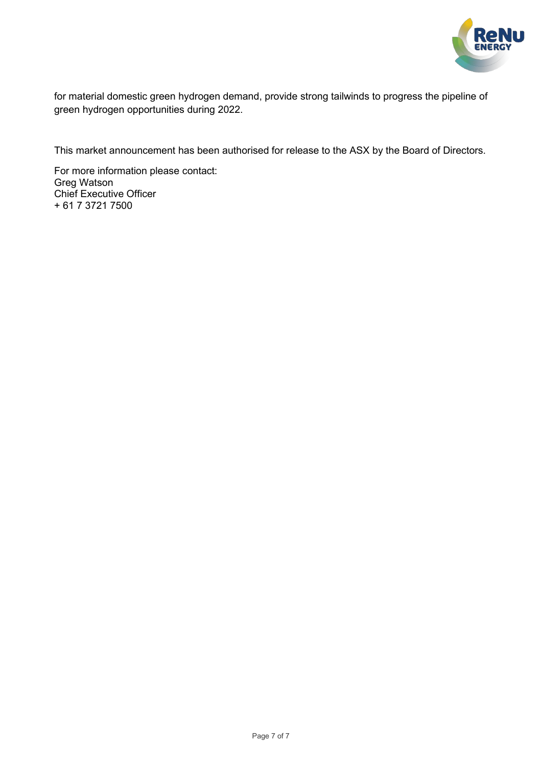for material domestic green hydrogen demand, provide strong tailwinds to progress the pipeline of green hydrogen opportunities during 2022.

This market announcement has been authorised for release to the ASX by the Board of Directors.

For more information please contact:
Greg Watson
Chief Executive Officer
+ 61 7 3721 7500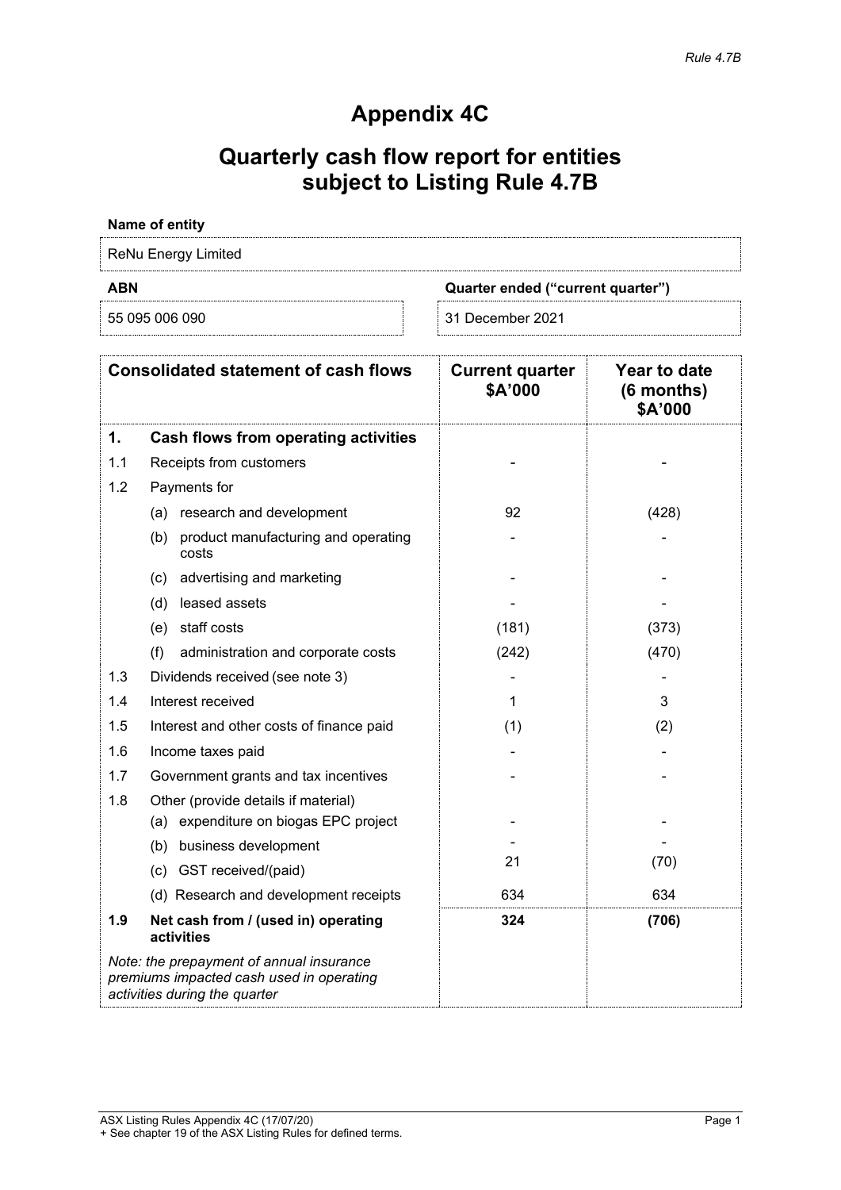# Appendix 4C

# Quarterly cash flow report for entities subject to Listing Rule 4.7B

**Name of entity**

ReNu Energy Limited

| **ABN** | **Quarter ended ("current quarter")** |
|---|---|
| 55 095 006 090 | 31 December 2021 |

| | **Consolidated statement of cash flows** | **Current quarter $A'000** | **Year to date (6 months) $A'000** |
|---|---|---|---|
| **1.** | **Cash flows from operating activities** | | |
| 1.1 | Receipts from customers | - | - |
| 1.2 | Payments for | | |
| | (a) research and development | 92 | (428) |
| | (b) product manufacturing and operating costs | - | - |
| | (c) advertising and marketing | - | - |
| | (d) leased assets | - | - |
| | (e) staff costs | (181) | (373) |
| | (f) administration and corporate costs | (242) | (470) |
| 1.3 | Dividends received (see note 3) | - | - |
| 1.4 | Interest received | 1 | 3 |
| 1.5 | Interest and other costs of finance paid | (1) | (2) |
| 1.6 | Income taxes paid | - | - |
| 1.7 | Government grants and tax incentives | - | - |
| 1.8 | Other (provide details if material) | | |
| | (a) expenditure on biogas EPC project | - | - |
| | (b) business development | - | - |
| | (c) GST received/(paid) | 21 | (70) |
| | (d) Research and development receipts | 634 | 634 |
| **1.9** | **Net cash from / (used in) operating activities** | **324** | **(706)** |
| | *Note: the prepayment of annual insurance premiums impacted cash used in operating activities during the quarter* | | |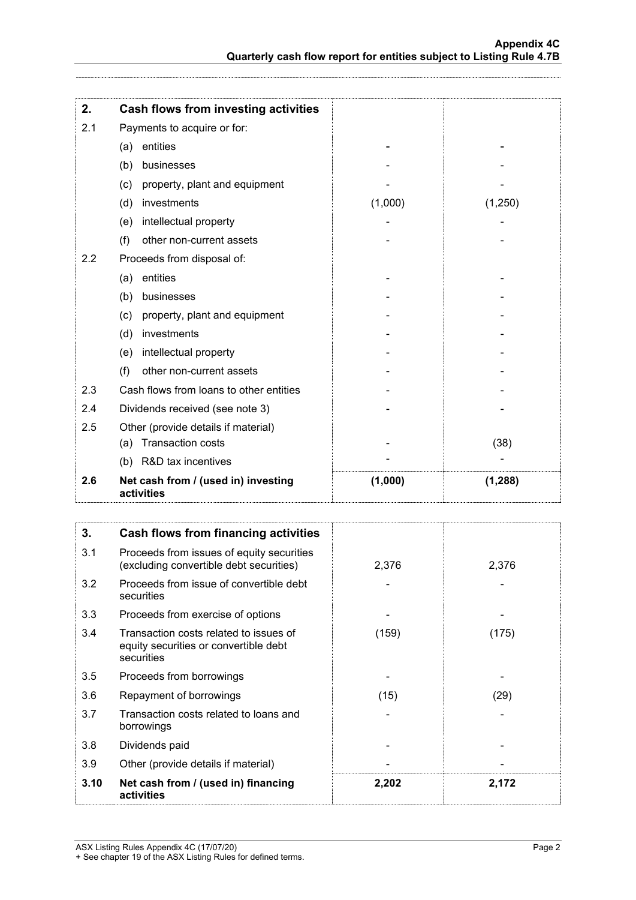| 2. | Cash flows from investing activities | | |
|---|---|---|---|
| 2.1 | Payments to acquire or for: | | |
| | (a) entities | - | - |
| | (b) businesses | - | - |
| | (c) property, plant and equipment | - | - |
| | (d) investments | (1,000) | (1,250) |
| | (e) intellectual property | - | - |
| | (f) other non-current assets | - | - |
| 2.2 | Proceeds from disposal of: | | |
| | (a) entities | - | - |
| | (b) businesses | - | - |
| | (c) property, plant and equipment | - | - |
| | (d) investments | - | - |
| | (e) intellectual property | - | - |
| | (f) other non-current assets | - | - |
| 2.3 | Cash flows from loans to other entities | - | - |
| 2.4 | Dividends received (see note 3) | - | - |
| 2.5 | Other (provide details if material) | | |
| | (a) Transaction costs | - | (38) |
| | (b) R&D tax incentives | - | - |
| **2.6** | **Net cash from / (used in) investing activities** | **(1,000)** | **(1,288)** |

| 3. | Cash flows from financing activities | | |
|---|---|---|---|
| 3.1 | Proceeds from issues of equity securities (excluding convertible debt securities) | 2,376 | 2,376 |
| 3.2 | Proceeds from issue of convertible debt securities | - | - |
| 3.3 | Proceeds from exercise of options | - | - |
| 3.4 | Transaction costs related to issues of equity securities or convertible debt securities | (159) | (175) |
| 3.5 | Proceeds from borrowings | - | - |
| 3.6 | Repayment of borrowings | (15) | (29) |
| 3.7 | Transaction costs related to loans and borrowings | - | - |
| 3.8 | Dividends paid | - | - |
| 3.9 | Other (provide details if material) | - | - |
| **3.10** | **Net cash from / (used in) financing activities** | **2,202** | **2,172** |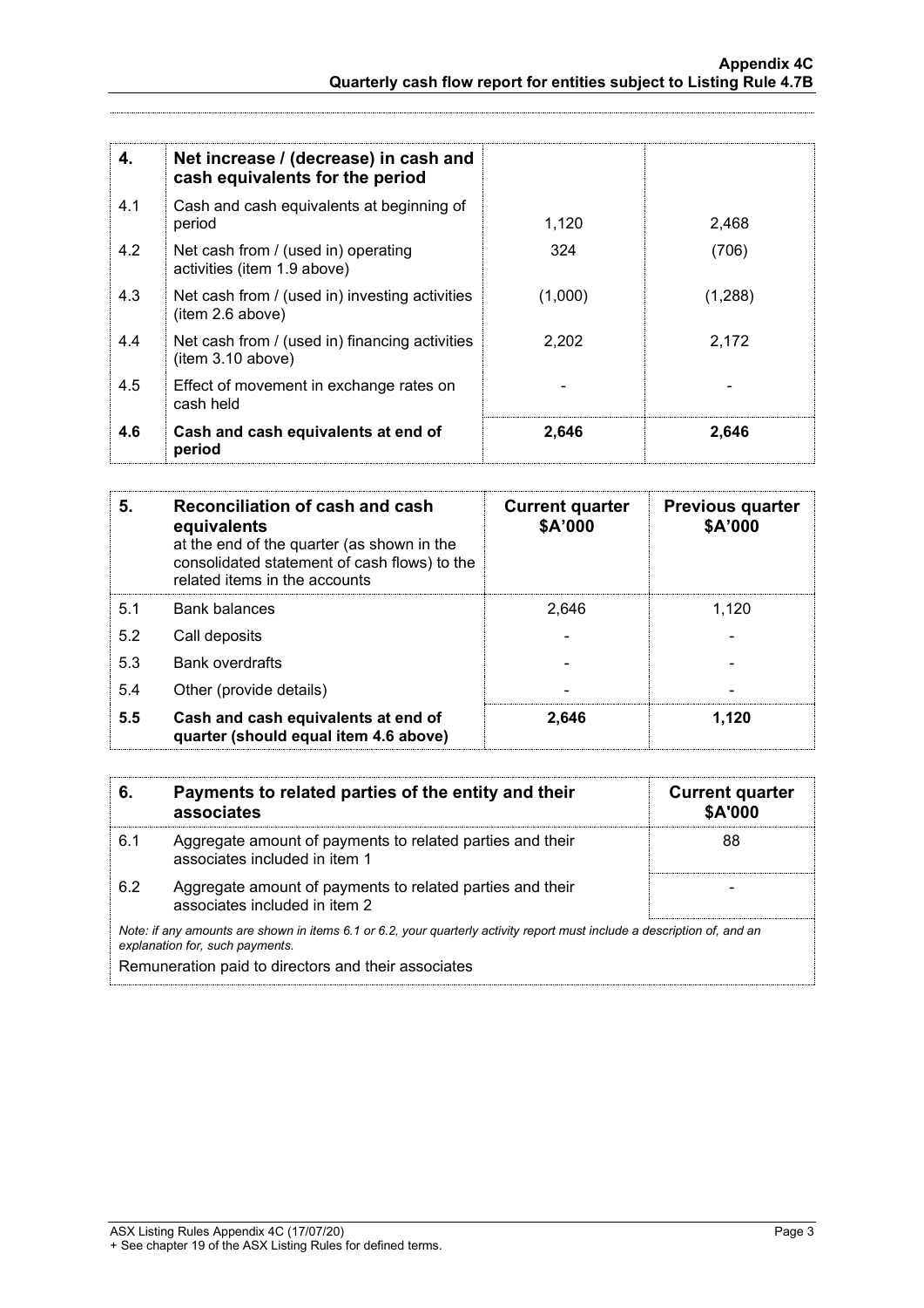| 4. | Net increase / (decrease) in cash and cash equivalents for the period | | |
|---|---|---|---|
| 4.1 | Cash and cash equivalents at beginning of period | 1,120 | 2,468 |
| 4.2 | Net cash from / (used in) operating activities (item 1.9 above) | 324 | (706) |
| 4.3 | Net cash from / (used in) investing activities (item 2.6 above) | (1,000) | (1,288) |
| 4.4 | Net cash from / (used in) financing activities (item 3.10 above) | 2,202 | 2,172 |
| 4.5 | Effect of movement in exchange rates on cash held | - | - |
| **4.6** | **Cash and cash equivalents at end of period** | **2,646** | **2,646** |

| 5. | **Reconciliation of cash and cash equivalents** at the end of the quarter (as shown in the consolidated statement of cash flows) to the related items in the accounts | **Current quarter \$A'000** | **Previous quarter \$A'000** |
|---|---|---|---|
| 5.1 | Bank balances | 2,646 | 1,120 |
| 5.2 | Call deposits | - | - |
| 5.3 | Bank overdrafts | - | - |
| 5.4 | Other (provide details) | - | - |
| **5.5** | **Cash and cash equivalents at end of quarter (should equal item 4.6 above)** | **2,646** | **1,120** |

| 6. | **Payments to related parties of the entity and their associates** | **Current quarter \$A'000** |
|---|---|---|
| 6.1 | Aggregate amount of payments to related parties and their associates included in item 1 | 88 |
| 6.2 | Aggregate amount of payments to related parties and their associates included in item 2 | - |

*Note: if any amounts are shown in items 6.1 or 6.2, your quarterly activity report must include a description of, and an explanation for, such payments.*

Remuneration paid to directors and their associates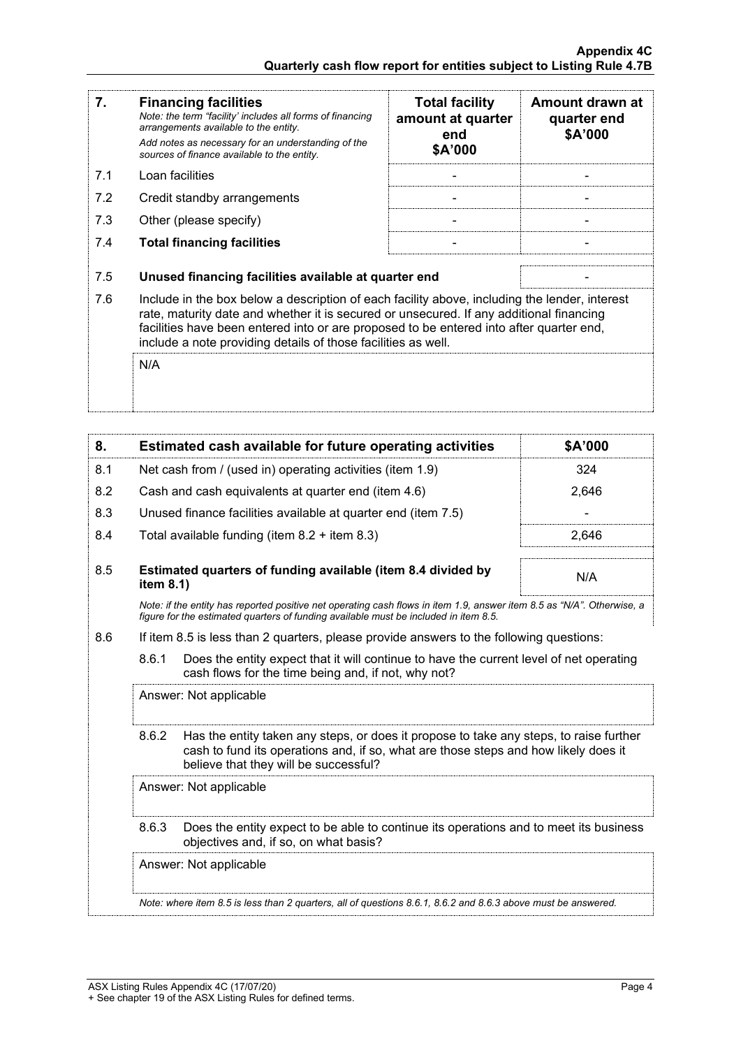| 7. | **Financing facilities**<br>*Note: the term "facility' includes all forms of financing arrangements available to the entity.*<br>*Add notes as necessary for an understanding of the sources of finance available to the entity.* | **Total facility amount at quarter end $A'000** | **Amount drawn at quarter end $A'000** |
|---|---|---|---|
| 7.1 | Loan facilities | - | - |
| 7.2 | Credit standby arrangements | - | - |
| 7.3 | Other (please specify) | - | - |
| 7.4 | **Total financing facilities** | - | - |

| | | |
|---|---|---|
| 7.5 | **Unused financing facilities available at quarter end** | - |

7.6 Include in the box below a description of each facility above, including the lender, interest rate, maturity date and whether it is secured or unsecured. If any additional financing facilities have been entered into or are proposed to be entered into after quarter end, include a note providing details of those facilities as well.

N/A

| 8. | **Estimated cash available for future operating activities** | **$A'000** |
|---|---|---|
| 8.1 | Net cash from / (used in) operating activities (item 1.9) | 324 |
| 8.2 | Cash and cash equivalents at quarter end (item 4.6) | 2,646 |
| 8.3 | Unused finance facilities available at quarter end (item 7.5) | - |
| 8.4 | Total available funding (item 8.2 + item 8.3) | 2,646 |
| 8.5 | **Estimated quarters of funding available (item 8.4 divided by item 8.1)** | N/A |

*Note: if the entity has reported positive net operating cash flows in item 1.9, answer item 8.5 as "N/A". Otherwise, a figure for the estimated quarters of funding available must be included in item 8.5.*

8.6 If item 8.5 is less than 2 quarters, please provide answers to the following questions:

8.6.1 Does the entity expect that it will continue to have the current level of net operating cash flows for the time being and, if not, why not?

Answer: Not applicable

8.6.2 Has the entity taken any steps, or does it propose to take any steps, to raise further cash to fund its operations and, if so, what are those steps and how likely does it believe that they will be successful?

Answer: Not applicable

8.6.3 Does the entity expect to be able to continue its operations and to meet its business objectives and, if so, on what basis?

Answer: Not applicable

*Note: where item 8.5 is less than 2 quarters, all of questions 8.6.1, 8.6.2 and 8.6.3 above must be answered.*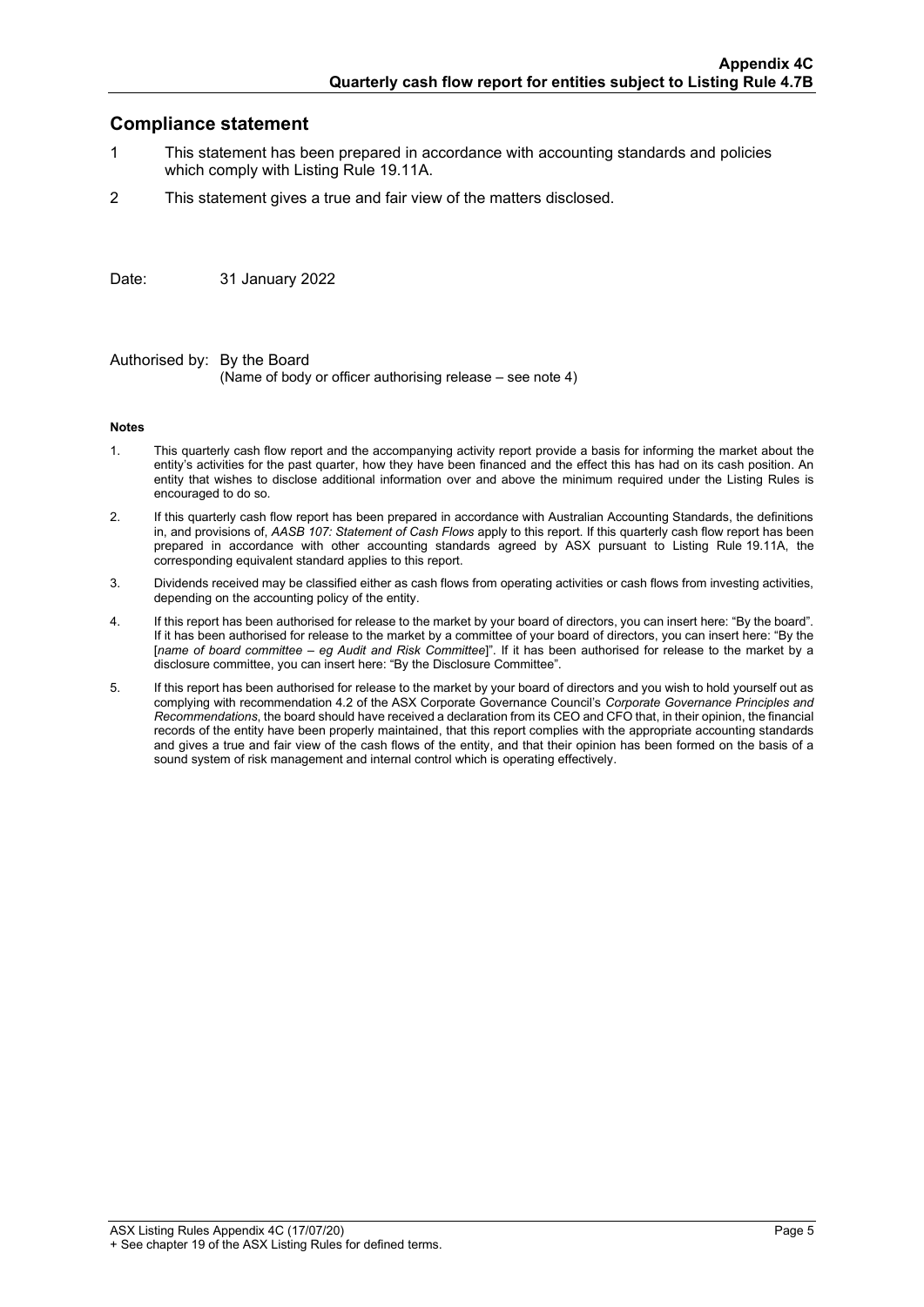## Compliance statement

1 This statement has been prepared in accordance with accounting standards and policies which comply with Listing Rule 19.11A.

2 This statement gives a true and fair view of the matters disclosed.

Date: 31 January 2022

Authorised by: By the Board
(Name of body or officer authorising release – see note 4)

**Notes**

1. This quarterly cash flow report and the accompanying activity report provide a basis for informing the market about the entity's activities for the past quarter, how they have been financed and the effect this has had on its cash position. An entity that wishes to disclose additional information over and above the minimum required under the Listing Rules is encouraged to do so.
2. If this quarterly cash flow report has been prepared in accordance with Australian Accounting Standards, the definitions in, and provisions of, *AASB 107: Statement of Cash Flows* apply to this report. If this quarterly cash flow report has been prepared in accordance with other accounting standards agreed by ASX pursuant to Listing Rule 19.11A, the corresponding equivalent standard applies to this report.
3. Dividends received may be classified either as cash flows from operating activities or cash flows from investing activities, depending on the accounting policy of the entity.
4. If this report has been authorised for release to the market by your board of directors, you can insert here: "By the board". If it has been authorised for release to the market by a committee of your board of directors, you can insert here: "By the [*name of board committee – eg Audit and Risk Committee*]". If it has been authorised for release to the market by a disclosure committee, you can insert here: "By the Disclosure Committee".
5. If this report has been authorised for release to the market by your board of directors and you wish to hold yourself out as complying with recommendation 4.2 of the ASX Corporate Governance Council's *Corporate Governance Principles and Recommendations*, the board should have received a declaration from its CEO and CFO that, in their opinion, the financial records of the entity have been properly maintained, that this report complies with the appropriate accounting standards and gives a true and fair view of the cash flows of the entity, and that their opinion has been formed on the basis of a sound system of risk management and internal control which is operating effectively.